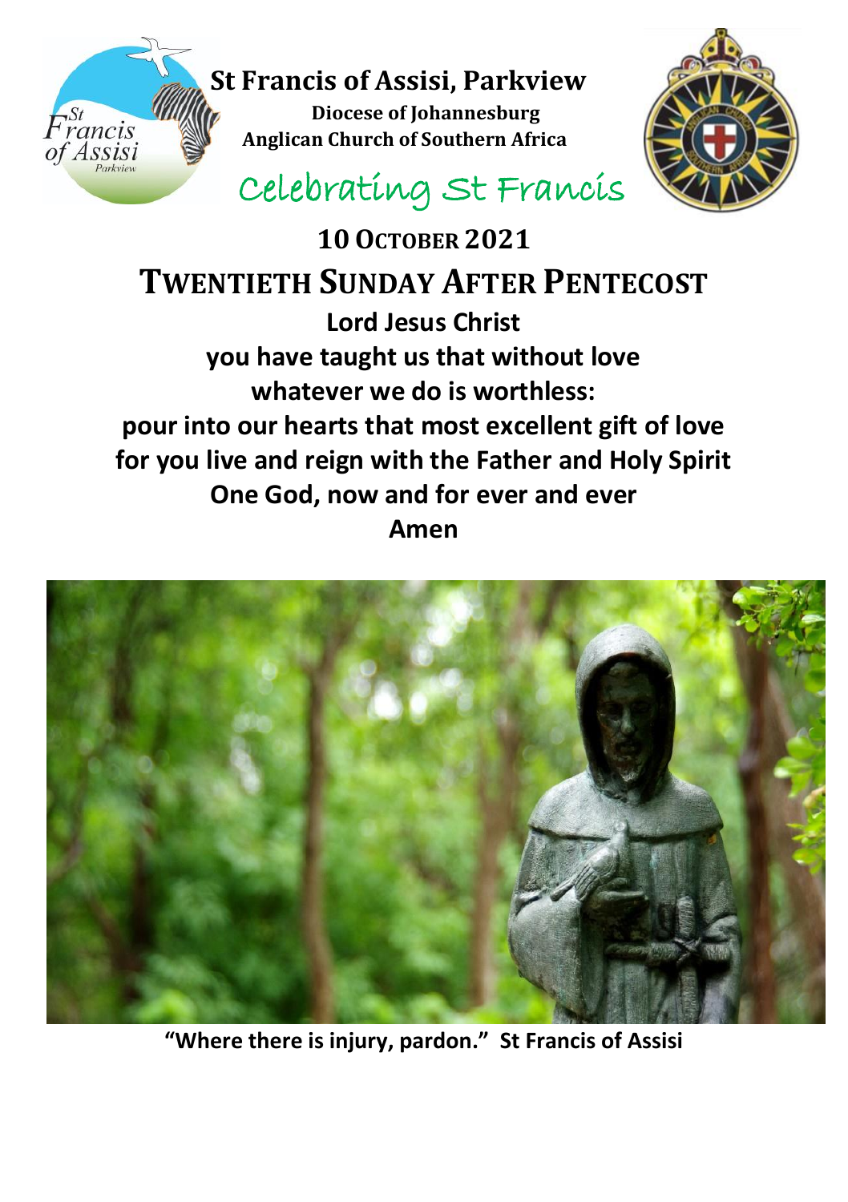# St Francis of Assisi, Parkview

**Diocese of Johannesburg**
**Anglican Church of Southern Africa**

Celebrating St Francis

## 10 October 2021

## Twentieth Sunday After Pentecost

**Lord Jesus Christ**
**you have taught us that without love**
**whatever we do is worthless:**
**pour into our hearts that most excellent gift of love**
**for you live and reign with the Father and Holy Spirit**
**One God, now and for ever and ever**
**Amen**

**"Where there is injury, pardon." St Francis of Assisi**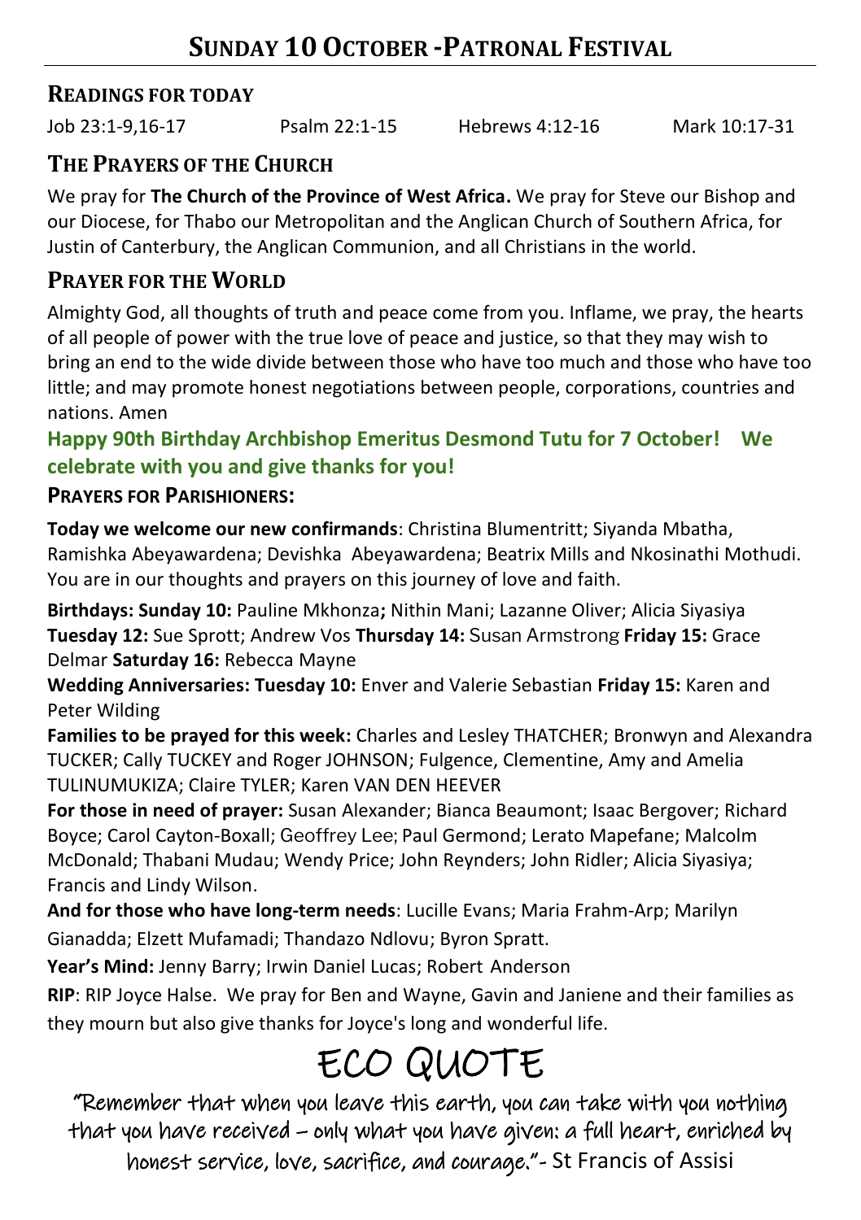# SUNDAY 10 OCTOBER - PATRONAL FESTIVAL

## READINGS FOR TODAY

Job 23:1-9,16-17    Psalm 22:1-15    Hebrews 4:12-16    Mark 10:17-31

## THE PRAYERS OF THE CHURCH

We pray for **The Church of the Province of West Africa.** We pray for Steve our Bishop and our Diocese, for Thabo our Metropolitan and the Anglican Church of Southern Africa, for Justin of Canterbury, the Anglican Communion, and all Christians in the world.

## PRAYER FOR THE WORLD

Almighty God, all thoughts of truth and peace come from you. Inflame, we pray, the hearts of all people of power with the true love of peace and justice, so that they may wish to bring an end to the wide divide between those who have too much and those who have too little; and may promote honest negotiations between people, corporations, countries and nations. Amen

**Happy 90th Birthday Archbishop Emeritus Desmond Tutu for 7 October! We celebrate with you and give thanks for you!**

### PRAYERS FOR PARISHIONERS:

**Today we welcome our new confirmands**: Christina Blumentritt; Siyanda Mbatha, Ramishka Abeyawardena; Devishka Abeyawardena; Beatrix Mills and Nkosinathi Mothudi. You are in our thoughts and prayers on this journey of love and faith.

**Birthdays: Sunday 10:** Pauline Mkhonza**;** Nithin Mani; Lazanne Oliver; Alicia Siyasiya **Tuesday 12:** Sue Sprott; Andrew Vos **Thursday 14:** Susan Armstrong **Friday 15:** Grace Delmar **Saturday 16:** Rebecca Mayne

**Wedding Anniversaries: Tuesday 10:** Enver and Valerie Sebastian **Friday 15:** Karen and Peter Wilding

**Families to be prayed for this week:** Charles and Lesley THATCHER; Bronwyn and Alexandra TUCKER; Cally TUCKEY and Roger JOHNSON; Fulgence, Clementine, Amy and Amelia TULINUMUKIZA; Claire TYLER; Karen VAN DEN HEEVER

**For those in need of prayer:** Susan Alexander; Bianca Beaumont; Isaac Bergover; Richard Boyce; Carol Cayton-Boxall; Geoffrey Lee; Paul Germond; Lerato Mapefane; Malcolm McDonald; Thabani Mudau; Wendy Price; John Reynders; John Ridler; Alicia Siyasiya; Francis and Lindy Wilson.

**And for those who have long-term needs**: Lucille Evans; Maria Frahm-Arp; Marilyn Gianadda; Elzett Mufamadi; Thandazo Ndlovu; Byron Spratt.

**Year's Mind:** Jenny Barry; Irwin Daniel Lucas; Robert Anderson

**RIP**: RIP Joyce Halse. We pray for Ben and Wayne, Gavin and Janiene and their families as they mourn but also give thanks for Joyce's long and wonderful life.

# ECO QUOTE

"Remember that when you leave this earth, you can take with you nothing that you have received – only what you have given: a full heart, enriched by honest service, love, sacrifice, and courage."- St Francis of Assisi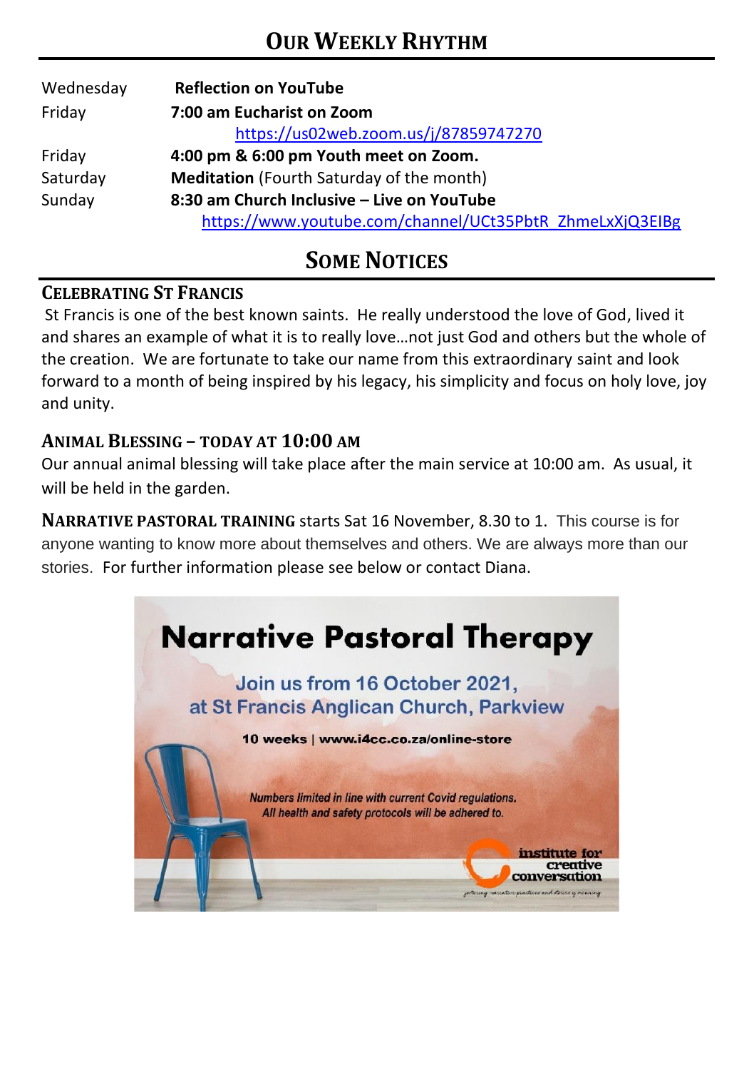## Our Weekly Rhythm

| | |
|---|---|
| Wednesday | **Reflection on YouTube** |
| Friday | **7:00 am Eucharist on Zoom** https://us02web.zoom.us/j/87859747270 |
| Friday | **4:00 pm & 6:00 pm Youth meet on Zoom.** |
| Saturday | **Meditation** (Fourth Saturday of the month) |
| Sunday | **8:30 am Church Inclusive – Live on YouTube** https://www.youtube.com/channel/UCt35PbtR_ZhmeLxXjQ3EIBg |

## Some Notices

### Celebrating St Francis

St Francis is one of the best known saints. He really understood the love of God, lived it and shares an example of what it is to really love…not just God and others but the whole of the creation. We are fortunate to take our name from this extraordinary saint and look forward to a month of being inspired by his legacy, his simplicity and focus on holy love, joy and unity.

### Animal Blessing – today at 10:00 am

Our annual animal blessing will take place after the main service at 10:00 am. As usual, it will be held in the garden.

**Narrative Pastoral Training** starts Sat 16 November, 8.30 to 1. This course is for anyone wanting to know more about themselves and others. We are always more than our stories. For further information please see below or contact Diana.

# Narrative Pastoral Therapy

Join us from 16 October 2021, at St Francis Anglican Church, Parkview

10 weeks | www.i4cc.co.za/online-store

*Numbers limited in line with current Covid regulations. All health and safety protocols will be adhered to.*

institute for creative conversation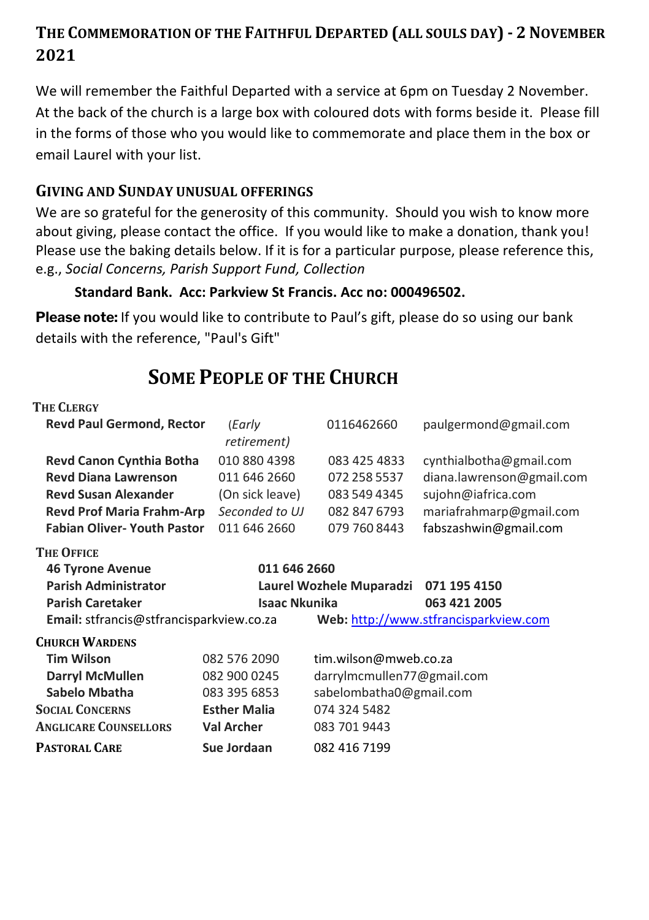## THE COMMEMORATION OF THE FAITHFUL DEPARTED (ALL SOULS DAY) - 2 NOVEMBER 2021

We will remember the Faithful Departed with a service at 6pm on Tuesday 2 November. At the back of the church is a large box with coloured dots with forms beside it. Please fill in the forms of those who you would like to commemorate and place them in the box or email Laurel with your list.

### GIVING AND SUNDAY UNUSUAL OFFERINGS

We are so grateful for the generosity of this community. Should you wish to know more about giving, please contact the office. If you would like to make a donation, thank you! Please use the baking details below. If it is for a particular purpose, please reference this, e.g., *Social Concerns, Parish Support Fund, Collection*

**Standard Bank. Acc: Parkview St Francis. Acc no: 000496502.**

**Please note:** If you would like to contribute to Paul's gift, please do so using our bank details with the reference, "Paul's Gift"

## SOME PEOPLE OF THE CHURCH

**THE CLERGY**

| | | | |
|---|---|---|---|
| **Revd Paul Germond, Rector** | (*Early retirement*) | 0116462660 | paulgermond@gmail.com |
| **Revd Canon Cynthia Botha** | 010 880 4398 | 083 425 4833 | cynthialbotha@gmail.com |
| **Revd Diana Lawrenson** | 011 646 2660 | 072 258 5537 | diana.lawrenson@gmail.com |
| **Revd Susan Alexander** | (On sick leave) | 083 549 4345 | sujohn@iafrica.com |
| **Revd Prof Maria Frahm-Arp** | *Seconded to UJ* | 082 847 6793 | mariafrahmarp@gmail.com |
| **Fabian Oliver- Youth Pastor** | 011 646 2660 | 079 760 8443 | fabszashwin@gmail.com |

**THE OFFICE**

| | | |
|---|---|---|
| **46 Tyrone Avenue** | **011 646 2660** | |
| **Parish Administrator** | **Laurel Wozhele Muparadzi** | **071 195 4150** |
| **Parish Caretaker** | **Isaac Nkunika** | **063 421 2005** |

**Email:** stfrancis@stfrancisparkview.co.za **Web:** http://www.stfrancisparkview.com

**CHURCH WARDENS**

| | | |
|---|---|---|
| **Tim Wilson** | 082 576 2090 | tim.wilson@mweb.co.za |
| **Darryl McMullen** | 082 900 0245 | darrylmcmullen77@gmail.com |
| **Sabelo Mbatha** | 083 395 6853 | sabelombatha0@gmail.com |
| **SOCIAL CONCERNS** | **Esther Malia** | 074 324 5482 |
| **ANGLICARE COUNSELLORS** | **Val Archer** | 083 701 9443 |
| **PASTORAL CARE** | **Sue Jordaan** | 082 416 7199 |